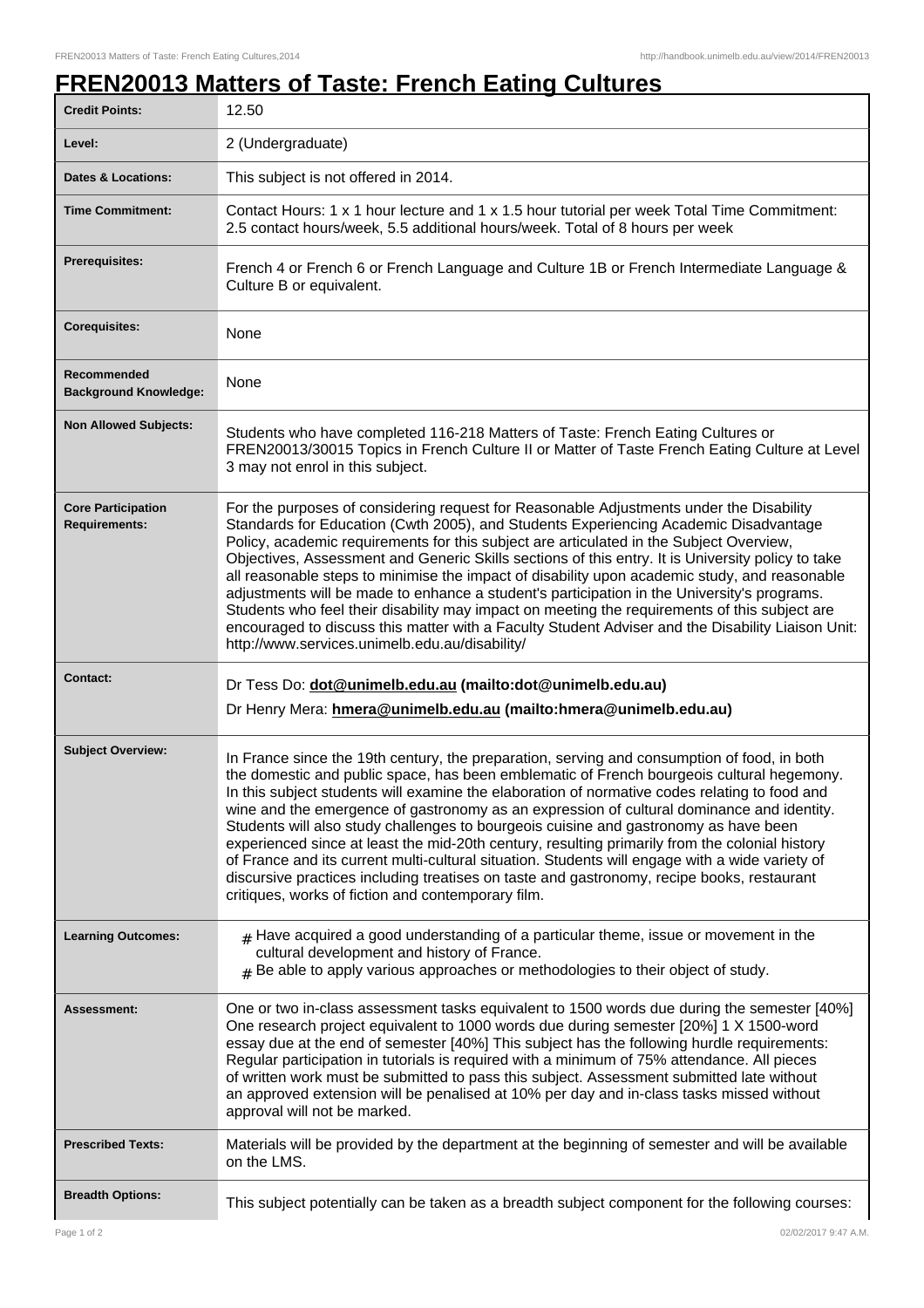# FREN20013 Matters of Taste: French Eating Cultures

| | |
|---|---|
| **Credit Points:** | 12.50 |
| **Level:** | 2 (Undergraduate) |
| **Dates & Locations:** | This subject is not offered in 2014. |
| **Time Commitment:** | Contact Hours: 1 x 1 hour lecture and 1 x 1.5 hour tutorial per week Total Time Commitment: 2.5 contact hours/week, 5.5 additional hours/week. Total of 8 hours per week |
| **Prerequisites:** | French 4 or French 6 or French Language and Culture 1B or French Intermediate Language & Culture B or equivalent. |
| **Corequisites:** | None |
| **Recommended Background Knowledge:** | None |
| **Non Allowed Subjects:** | Students who have completed 116-218 Matters of Taste: French Eating Cultures or FREN20013/30015 Topics in French Culture II or Matter of Taste French Eating Culture at Level 3 may not enrol in this subject. |
| **Core Participation Requirements:** | For the purposes of considering request for Reasonable Adjustments under the Disability Standards for Education (Cwth 2005), and Students Experiencing Academic Disadvantage Policy, academic requirements for this subject are articulated in the Subject Overview, Objectives, Assessment and Generic Skills sections of this entry. It is University policy to take all reasonable steps to minimise the impact of disability upon academic study, and reasonable adjustments will be made to enhance a student's participation in the University's programs. Students who feel their disability may impact on meeting the requirements of this subject are encouraged to discuss this matter with a Faculty Student Adviser and the Disability Liaison Unit: http://www.services.unimelb.edu.au/disability/ |
| **Contact:** | Dr Tess Do: **dot@unimelb.edu.au (mailto:dot@unimelb.edu.au)**<br>Dr Henry Mera: **hmera@unimelb.edu.au (mailto:hmera@unimelb.edu.au)** |
| **Subject Overview:** | In France since the 19th century, the preparation, serving and consumption of food, in both the domestic and public space, has been emblematic of French bourgeois cultural hegemony. In this subject students will examine the elaboration of normative codes relating to food and wine and the emergence of gastronomy as an expression of cultural dominance and identity. Students will also study challenges to bourgeois cuisine and gastronomy as have been experienced since at least the mid-20th century, resulting primarily from the colonial history of France and its current multi-cultural situation. Students will engage with a wide variety of discursive practices including treatises on taste and gastronomy, recipe books, restaurant critiques, works of fiction and contemporary film. |
| **Learning Outcomes:** | # Have acquired a good understanding of a particular theme, issue or movement in the cultural development and history of France.<br># Be able to apply various approaches or methodologies to their object of study. |
| **Assessment:** | One or two in-class assessment tasks equivalent to 1500 words due during the semester [40%] One research project equivalent to 1000 words due during semester [20%] 1 X 1500-word essay due at the end of semester [40%] This subject has the following hurdle requirements: Regular participation in tutorials is required with a minimum of 75% attendance. All pieces of written work must be submitted to pass this subject. Assessment submitted late without an approved extension will be penalised at 10% per day and in-class tasks missed without approval will not be marked. |
| **Prescribed Texts:** | Materials will be provided by the department at the beginning of semester and will be available on the LMS. |
| **Breadth Options:** | This subject potentially can be taken as a breadth subject component for the following courses: |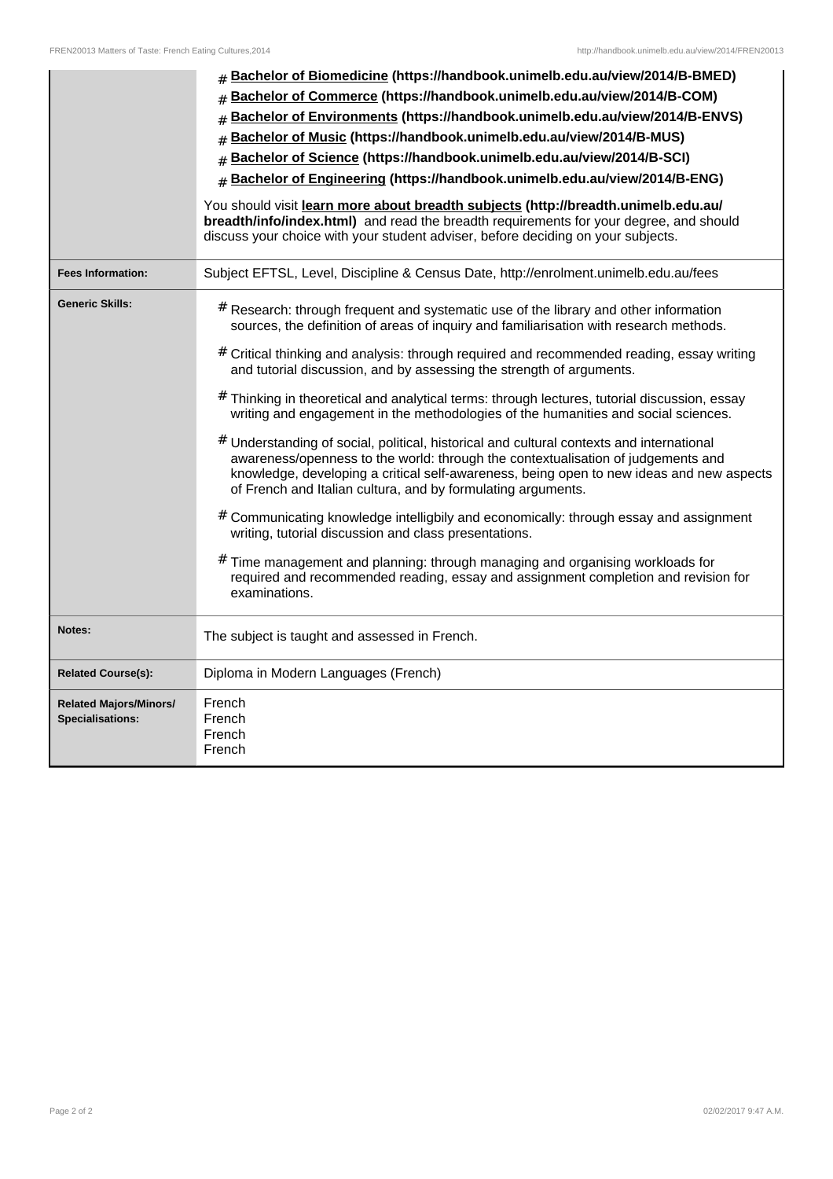| | |
|---|---|
| | # **Bachelor of Biomedicine (https://handbook.unimelb.edu.au/view/2014/B-BMED)**<br># **Bachelor of Commerce (https://handbook.unimelb.edu.au/view/2014/B-COM)**<br># **Bachelor of Environments (https://handbook.unimelb.edu.au/view/2014/B-ENVS)**<br># **Bachelor of Music (https://handbook.unimelb.edu.au/view/2014/B-MUS)**<br># **Bachelor of Science (https://handbook.unimelb.edu.au/view/2014/B-SCI)**<br># **Bachelor of Engineering (https://handbook.unimelb.edu.au/view/2014/B-ENG)**<br><br>You should visit **learn more about breadth subjects (http://breadth.unimelb.edu.au/breadth/info/index.html)** and read the breadth requirements for your degree, and should discuss your choice with your student adviser, before deciding on your subjects. |
| **Fees Information:** | Subject EFTSL, Level, Discipline & Census Date, http://enrolment.unimelb.edu.au/fees |
| **Generic Skills:** | # Research: through frequent and systematic use of the library and other information sources, the definition of areas of inquiry and familiarisation with research methods.<br># Critical thinking and analysis: through required and recommended reading, essay writing and tutorial discussion, and by assessing the strength of arguments.<br># Thinking in theoretical and analytical terms: through lectures, tutorial discussion, essay writing and engagement in the methodologies of the humanities and social sciences.<br># Understanding of social, political, historical and cultural contexts and international awareness/openness to the world: through the contextualisation of judgements and knowledge, developing a critical self-awareness, being open to new ideas and new aspects of French and Italian cultura, and by formulating arguments.<br># Communicating knowledge intelligbily and economically: through essay and assignment writing, tutorial discussion and class presentations.<br># Time management and planning: through managing and organising workloads for required and recommended reading, essay and assignment completion and revision for examinations. |
| **Notes:** | The subject is taught and assessed in French. |
| **Related Course(s):** | Diploma in Modern Languages (French) |
| **Related Majors/Minors/ Specialisations:** | French<br>French<br>French<br>French |